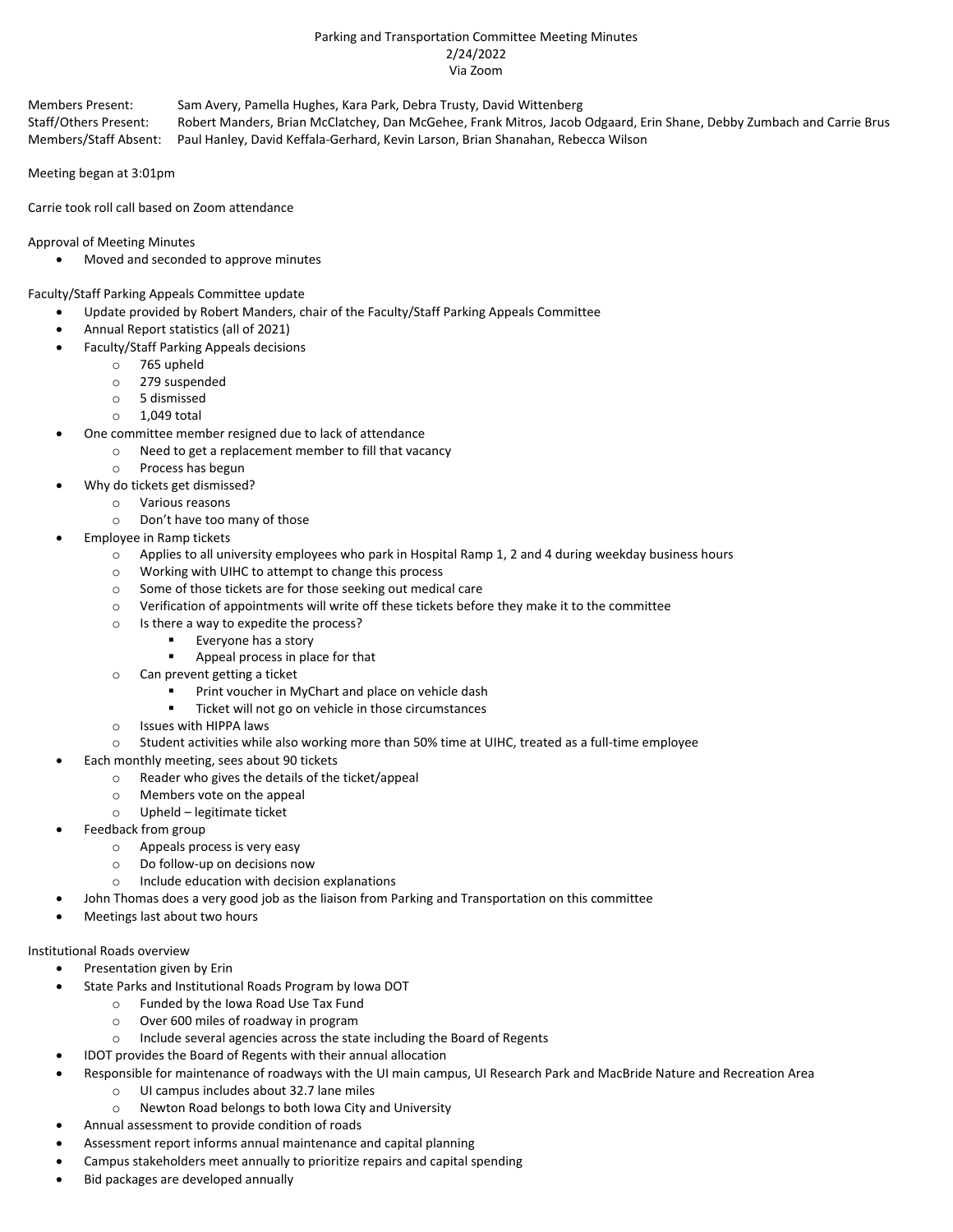# Parking and Transportation Committee Meeting Minutes
2/24/2022
Via Zoom

Members Present: Sam Avery, Pamella Hughes, Kara Park, Debra Trusty, David Wittenberg
Staff/Others Present: Robert Manders, Brian McClatchey, Dan McGehee, Frank Mitros, Jacob Odgaard, Erin Shane, Debby Zumbach and Carrie Brus
Members/Staff Absent: Paul Hanley, David Keffala-Gerhard, Kevin Larson, Brian Shanahan, Rebecca Wilson

Meeting began at 3:01pm

Carrie took roll call based on Zoom attendance

Approval of Meeting Minutes

- Moved and seconded to approve minutes

Faculty/Staff Parking Appeals Committee update

- Update provided by Robert Manders, chair of the Faculty/Staff Parking Appeals Committee
- Annual Report statistics (all of 2021)
- Faculty/Staff Parking Appeals decisions
    - 765 upheld
    - 279 suspended
    - 5 dismissed
    - 1,049 total
- One committee member resigned due to lack of attendance
    - Need to get a replacement member to fill that vacancy
    - Process has begun
- Why do tickets get dismissed?
    - Various reasons
    - Don't have too many of those
- Employee in Ramp tickets
    - Applies to all university employees who park in Hospital Ramp 1, 2 and 4 during weekday business hours
    - Working with UIHC to attempt to change this process
    - Some of those tickets are for those seeking out medical care
    - Verification of appointments will write off these tickets before they make it to the committee
    - Is there a way to expedite the process?
        - Everyone has a story
        - Appeal process in place for that
    - Can prevent getting a ticket
        - Print voucher in MyChart and place on vehicle dash
        - Ticket will not go on vehicle in those circumstances
    - Issues with HIPPA laws
    - Student activities while also working more than 50% time at UIHC, treated as a full-time employee
- Each monthly meeting, sees about 90 tickets
    - Reader who gives the details of the ticket/appeal
    - Members vote on the appeal
    - Upheld – legitimate ticket
- Feedback from group
    - Appeals process is very easy
    - Do follow-up on decisions now
    - Include education with decision explanations
- John Thomas does a very good job as the liaison from Parking and Transportation on this committee
- Meetings last about two hours

Institutional Roads overview

- Presentation given by Erin
- State Parks and Institutional Roads Program by Iowa DOT
    - Funded by the Iowa Road Use Tax Fund
    - Over 600 miles of roadway in program
    - Include several agencies across the state including the Board of Regents
- IDOT provides the Board of Regents with their annual allocation
- Responsible for maintenance of roadways with the UI main campus, UI Research Park and MacBride Nature and Recreation Area
    - UI campus includes about 32.7 lane miles
    - Newton Road belongs to both Iowa City and University
- Annual assessment to provide condition of roads
- Assessment report informs annual maintenance and capital planning
- Campus stakeholders meet annually to prioritize repairs and capital spending
- Bid packages are developed annually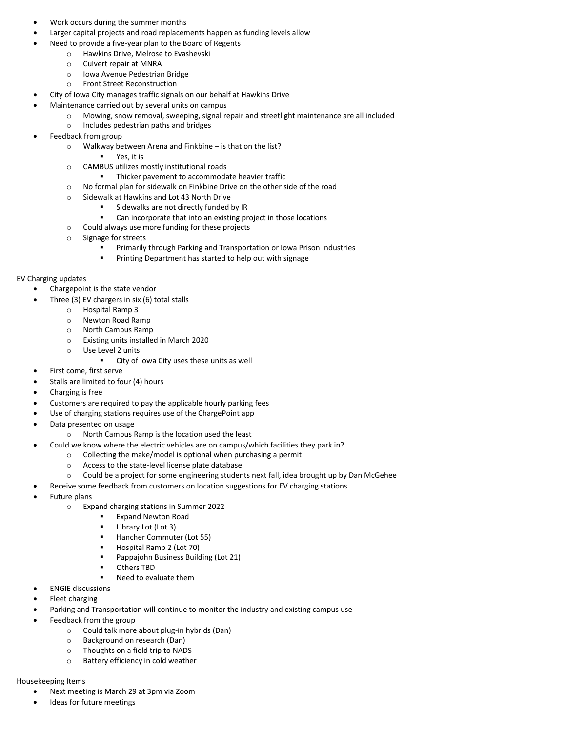- Work occurs during the summer months
- Larger capital projects and road replacements happen as funding levels allow
- Need to provide a five-year plan to the Board of Regents
  - Hawkins Drive, Melrose to Evashevski
  - Culvert repair at MNRA
  - Iowa Avenue Pedestrian Bridge
  - Front Street Reconstruction
- City of Iowa City manages traffic signals on our behalf at Hawkins Drive
- Maintenance carried out by several units on campus
  - Mowing, snow removal, sweeping, signal repair and streetlight maintenance are all included
  - Includes pedestrian paths and bridges
- Feedback from group
  - Walkway between Arena and Finkbine – is that on the list?
    - Yes, it is
  - CAMBUS utilizes mostly institutional roads
    - Thicker pavement to accommodate heavier traffic
  - No formal plan for sidewalk on Finkbine Drive on the other side of the road
  - Sidewalk at Hawkins and Lot 43 North Drive
    - Sidewalks are not directly funded by IR
    - Can incorporate that into an existing project in those locations
  - Could always use more funding for these projects
  - Signage for streets
    - Primarily through Parking and Transportation or Iowa Prison Industries
    - Printing Department has started to help out with signage

EV Charging updates

- Chargepoint is the state vendor
- Three (3) EV chargers in six (6) total stalls
  - Hospital Ramp 3
  - Newton Road Ramp
  - North Campus Ramp
  - Existing units installed in March 2020
  - Use Level 2 units
    - City of Iowa City uses these units as well
- First come, first serve
- Stalls are limited to four (4) hours
- Charging is free
- Customers are required to pay the applicable hourly parking fees
- Use of charging stations requires use of the ChargePoint app
- Data presented on usage
  - North Campus Ramp is the location used the least
- Could we know where the electric vehicles are on campus/which facilities they park in?
  - Collecting the make/model is optional when purchasing a permit
  - Access to the state-level license plate database
  - Could be a project for some engineering students next fall, idea brought up by Dan McGehee
- Receive some feedback from customers on location suggestions for EV charging stations
- Future plans
  - Expand charging stations in Summer 2022
    - Expand Newton Road
    - Library Lot (Lot 3)
    - Hancher Commuter (Lot 55)
    - Hospital Ramp 2 (Lot 70)
    - Pappajohn Business Building (Lot 21)
    - Others TBD
    - Need to evaluate them
- ENGIE discussions
- Fleet charging
- Parking and Transportation will continue to monitor the industry and existing campus use
- Feedback from the group
  - Could talk more about plug-in hybrids (Dan)
  - Background on research (Dan)
  - Thoughts on a field trip to NADS
  - Battery efficiency in cold weather

Housekeeping Items

- Next meeting is March 29 at 3pm via Zoom
- Ideas for future meetings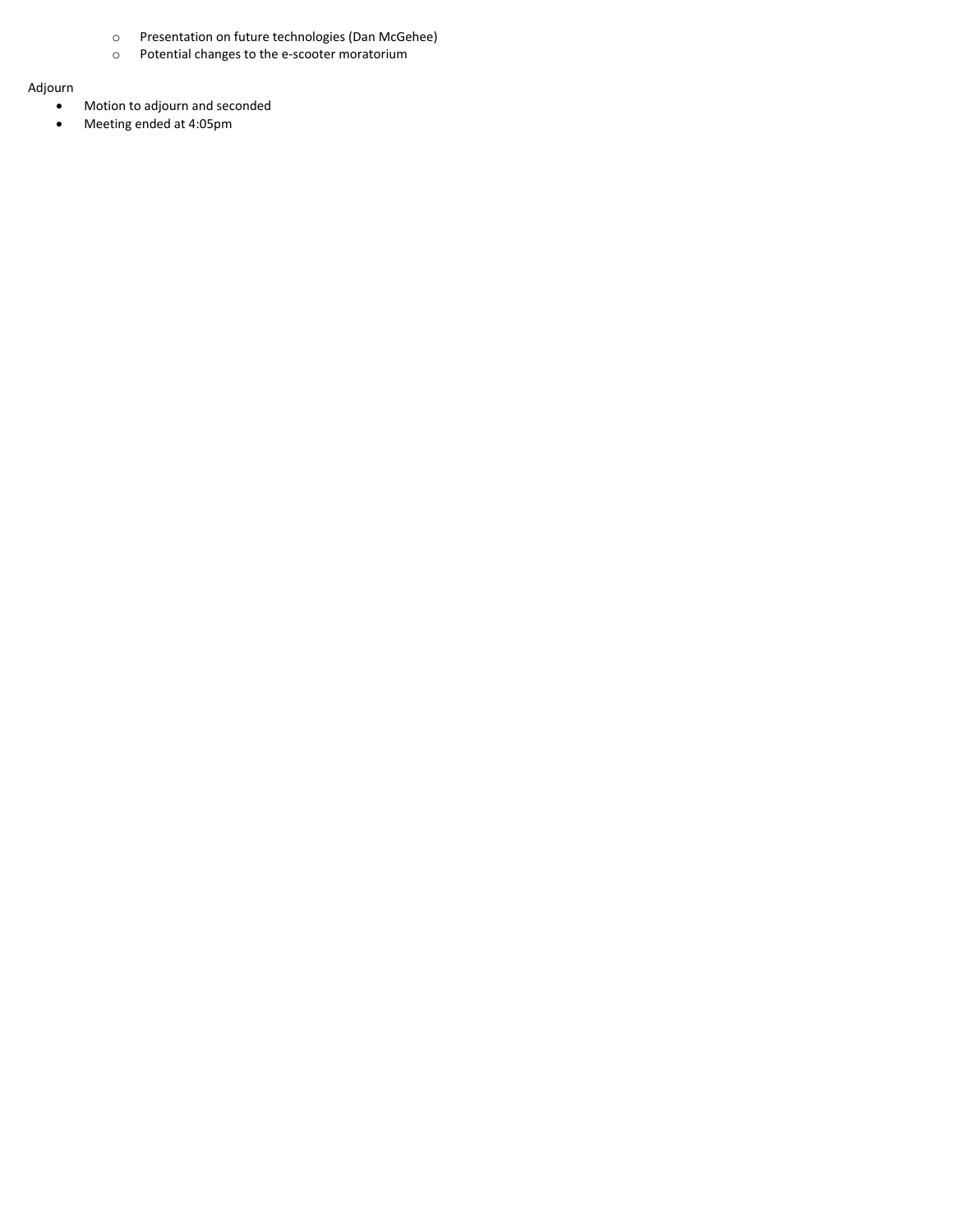- Presentation on future technologies (Dan McGehee)
  - Potential changes to the e-scooter moratorium

Adjourn

- Motion to adjourn and seconded
- Meeting ended at 4:05pm